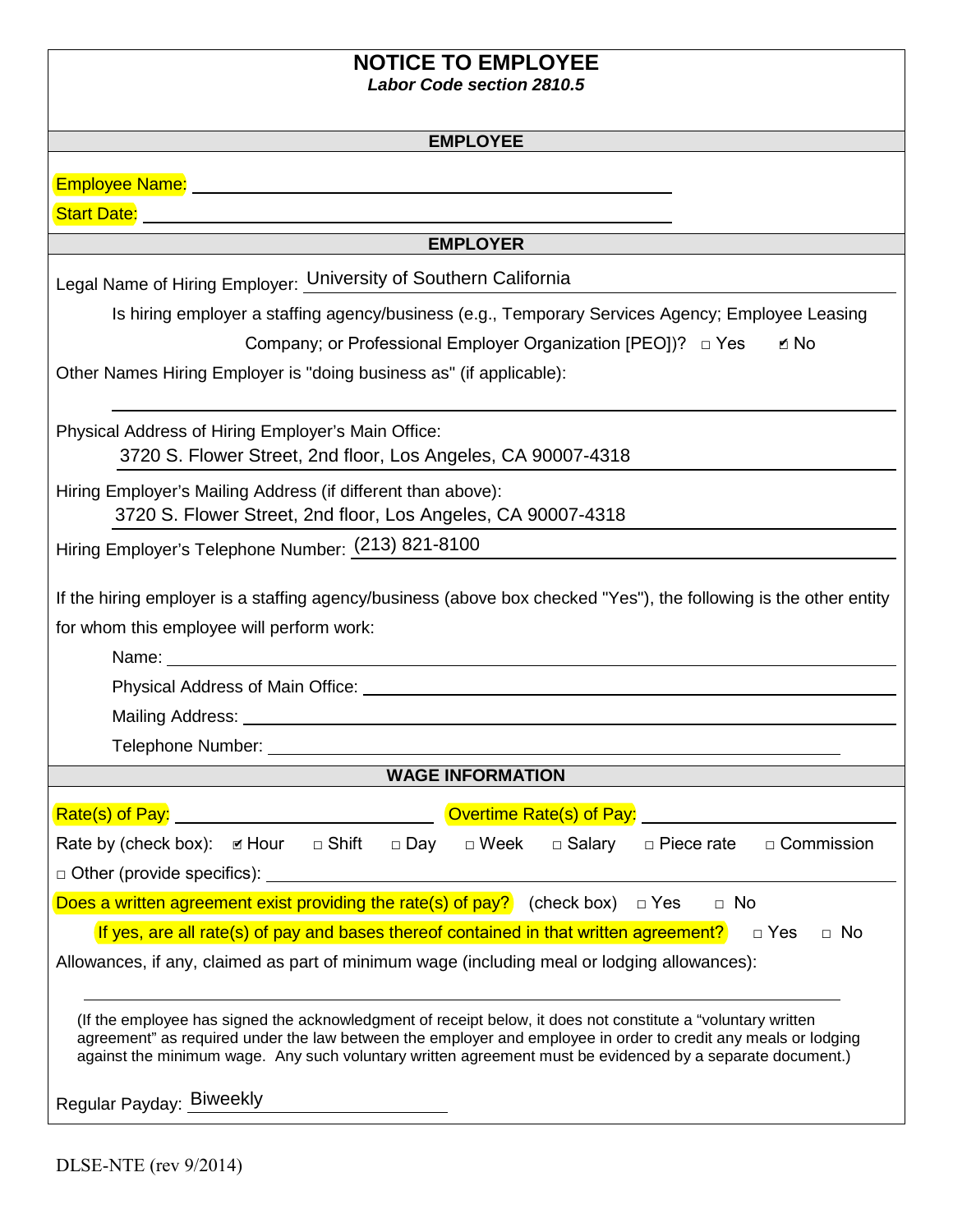# NOTICE TO EMPLOYEE

***Labor Code section 2810.5***

## EMPLOYEE

Employee Name: ______________________________

Start Date: ______________________________

## EMPLOYER

Legal Name of Hiring Employer: University of Southern California

Is hiring employer a staffing agency/business (e.g., Temporary Services Agency; Employee Leasing Company; or Professional Employer Organization [PEO])? ☐ Yes ☑ No

Other Names Hiring Employer is "doing business as" (if applicable):

______________________________

Physical Address of Hiring Employer's Main Office:
3720 S. Flower Street, 2nd floor, Los Angeles, CA 90007-4318

Hiring Employer's Mailing Address (if different than above):
3720 S. Flower Street, 2nd floor, Los Angeles, CA 90007-4318

Hiring Employer's Telephone Number: (213) 821-8100

If the hiring employer is a staffing agency/business (above box checked "Yes"), the following is the other entity for whom this employee will perform work:

Name: ______________________________

Physical Address of Main Office: ______________________________

Mailing Address: ______________________________

Telephone Number: ______________________________

## WAGE INFORMATION

Rate(s) of Pay: ______________ Overtime Rate(s) of Pay: ______________

Rate by (check box): ☑ Hour ☐ Shift ☐ Day ☐ Week ☐ Salary ☐ Piece rate ☐ Commission

☐ Other (provide specifics): ______________________________

Does a written agreement exist providing the rate(s) of pay? (check box) ☐ Yes ☐ No

If yes, are all rate(s) of pay and bases thereof contained in that written agreement? ☐ Yes ☐ No

Allowances, if any, claimed as part of minimum wage (including meal or lodging allowances):

______________________________

(If the employee has signed the acknowledgment of receipt below, it does not constitute a "voluntary written agreement" as required under the law between the employer and employee in order to credit any meals or lodging against the minimum wage. Any such voluntary written agreement must be evidenced by a separate document.)

Regular Payday: Biweekly

DLSE-NTE (rev 9/2014)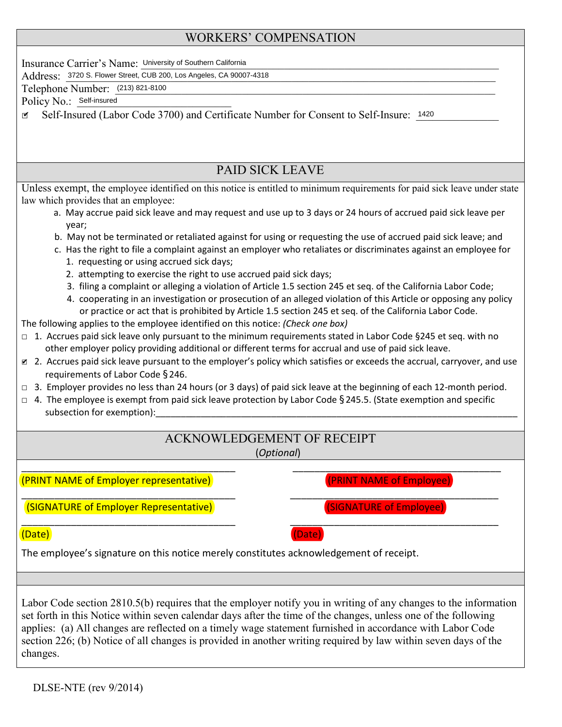## WORKERS' COMPENSATION

Insurance Carrier's Name: University of Southern California

Address: 3720 S. Flower Street, CUB 200, Los Angeles, CA 90007-4318

Telephone Number: (213) 821-8100

Policy No.: Self-insured

☑ Self-Insured (Labor Code 3700) and Certificate Number for Consent to Self-Insure: 1420

## PAID SICK LEAVE

Unless exempt, the employee identified on this notice is entitled to minimum requirements for paid sick leave under state law which provides that an employee:

a. May accrue paid sick leave and may request and use up to 3 days or 24 hours of accrued paid sick leave per year;
b. May not be terminated or retaliated against for using or requesting the use of accrued paid sick leave; and
c. Has the right to file a complaint against an employer who retaliates or discriminates against an employee for
   1. requesting or using accrued sick days;
   2. attempting to exercise the right to use accrued paid sick days;
   3. filing a complaint or alleging a violation of Article 1.5 section 245 et seq. of the California Labor Code;
   4. cooperating in an investigation or prosecution of an alleged violation of this Article or opposing any policy or practice or act that is prohibited by Article 1.5 section 245 et seq. of the California Labor Code.

The following applies to the employee identified on this notice: *(Check one box)*

☐ 1. Accrues paid sick leave only pursuant to the minimum requirements stated in Labor Code §245 et seq. with no other employer policy providing additional or different terms for accrual and use of paid sick leave.

☑ 2. Accrues paid sick leave pursuant to the employer's policy which satisfies or exceeds the accrual, carryover, and use requirements of Labor Code §246.

☐ 3. Employer provides no less than 24 hours (or 3 days) of paid sick leave at the beginning of each 12-month period.

☐ 4. The employee is exempt from paid sick leave protection by Labor Code §245.5. (State exemption and specific subsection for exemption):\_\_\_\_\_\_\_\_\_\_\_\_\_\_\_\_\_\_\_\_\_\_\_\_\_\_\_\_\_\_\_\_

## ACKNOWLEDGEMENT OF RECEIPT

(*Optional*)

\_\_\_\_\_\_\_\_\_\_\_\_\_\_\_\_\_\_\_\_\_\_\_\_\_\_\_\_\_\_
(PRINT NAME of Employer representative)

\_\_\_\_\_\_\_\_\_\_\_\_\_\_\_\_\_\_\_\_\_\_\_\_\_\_\_\_\_\_
(SIGNATURE of Employer Representative)

\_\_\_\_\_\_\_\_\_\_\_\_\_\_\_\_\_\_\_\_\_\_\_\_\_\_\_\_\_\_
(Date)

\_\_\_\_\_\_\_\_\_\_\_\_\_\_\_\_\_\_\_\_\_\_\_\_\_\_\_\_\_\_
(PRINT NAME of Employee)

\_\_\_\_\_\_\_\_\_\_\_\_\_\_\_\_\_\_\_\_\_\_\_\_\_\_\_\_\_\_
(SIGNATURE of Employee)

\_\_\_\_\_\_\_\_\_\_\_\_\_\_\_\_\_\_\_\_\_\_\_\_\_\_\_\_\_\_
(Date)

The employee's signature on this notice merely constitutes acknowledgement of receipt.

Labor Code section 2810.5(b) requires that the employer notify you in writing of any changes to the information set forth in this Notice within seven calendar days after the time of the changes, unless one of the following applies: (a) All changes are reflected on a timely wage statement furnished in accordance with Labor Code section 226; (b) Notice of all changes is provided in another writing required by law within seven days of the changes.

DLSE-NTE (rev 9/2014)